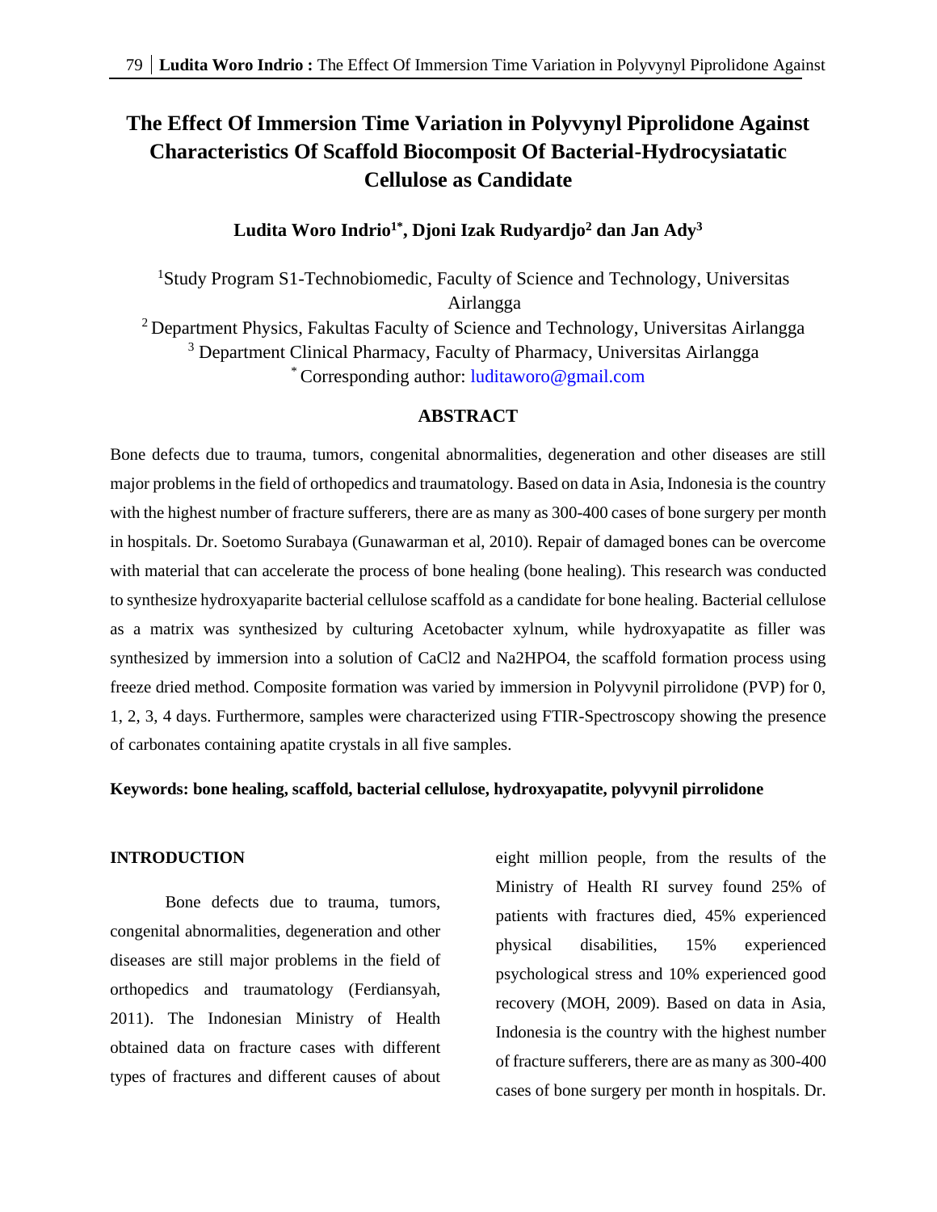# The Effect Of Immersion Time Variation in Polyvynyl Piprolidone Against Characteristics Of Scaffold Biocomposit Of Bacterial-Hydrocysiatatic Cellulose as Candidate

**Ludita Woro Indrio[1*], Djoni Izak Rudyardjo[2] dan Jan Ady[3]**

[1]Study Program S1-Technobiomedic, Faculty of Science and Technology, Universitas Airlangga

[2] Department Physics, Fakultas Faculty of Science and Technology, Universitas Airlangga

[3] Department Clinical Pharmacy, Faculty of Pharmacy, Universitas Airlangga

[*] Corresponding author: luditaworo@gmail.com

## ABSTRACT

Bone defects due to trauma, tumors, congenital abnormalities, degeneration and other diseases are still major problems in the field of orthopedics and traumatology. Based on data in Asia, Indonesia is the country with the highest number of fracture sufferers, there are as many as 300-400 cases of bone surgery per month in hospitals. Dr. Soetomo Surabaya (Gunawarman et al, 2010). Repair of damaged bones can be overcome with material that can accelerate the process of bone healing (bone healing). This research was conducted to synthesize hydroxyaparite bacterial cellulose scaffold as a candidate for bone healing. Bacterial cellulose as a matrix was synthesized by culturing Acetobacter xylnum, while hydroxyapatite as filler was synthesized by immersion into a solution of $CaCl_2$ and $Na_2HPO_4$, the scaffold formation process using freeze dried method. Composite formation was varied by immersion in Polyvynil pirrolidone (PVP) for 0, 1, 2, 3, 4 days. Furthermore, samples were characterized using FTIR-Spectroscopy showing the presence of carbonates containing apatite crystals in all five samples.

**Keywords: bone healing, scaffold, bacterial cellulose, hydroxyapatite, polyvynil pirrolidone**

## INTRODUCTION

Bone defects due to trauma, tumors, congenital abnormalities, degeneration and other diseases are still major problems in the field of orthopedics and traumatology (Ferdiansyah, 2011). The Indonesian Ministry of Health obtained data on fracture cases with different types of fractures and different causes of about eight million people, from the results of the Ministry of Health RI survey found 25% of patients with fractures died, 45% experienced physical disabilities, 15% experienced psychological stress and 10% experienced good recovery (MOH, 2009). Based on data in Asia, Indonesia is the country with the highest number of fracture sufferers, there are as many as 300-400 cases of bone surgery per month in hospitals. Dr.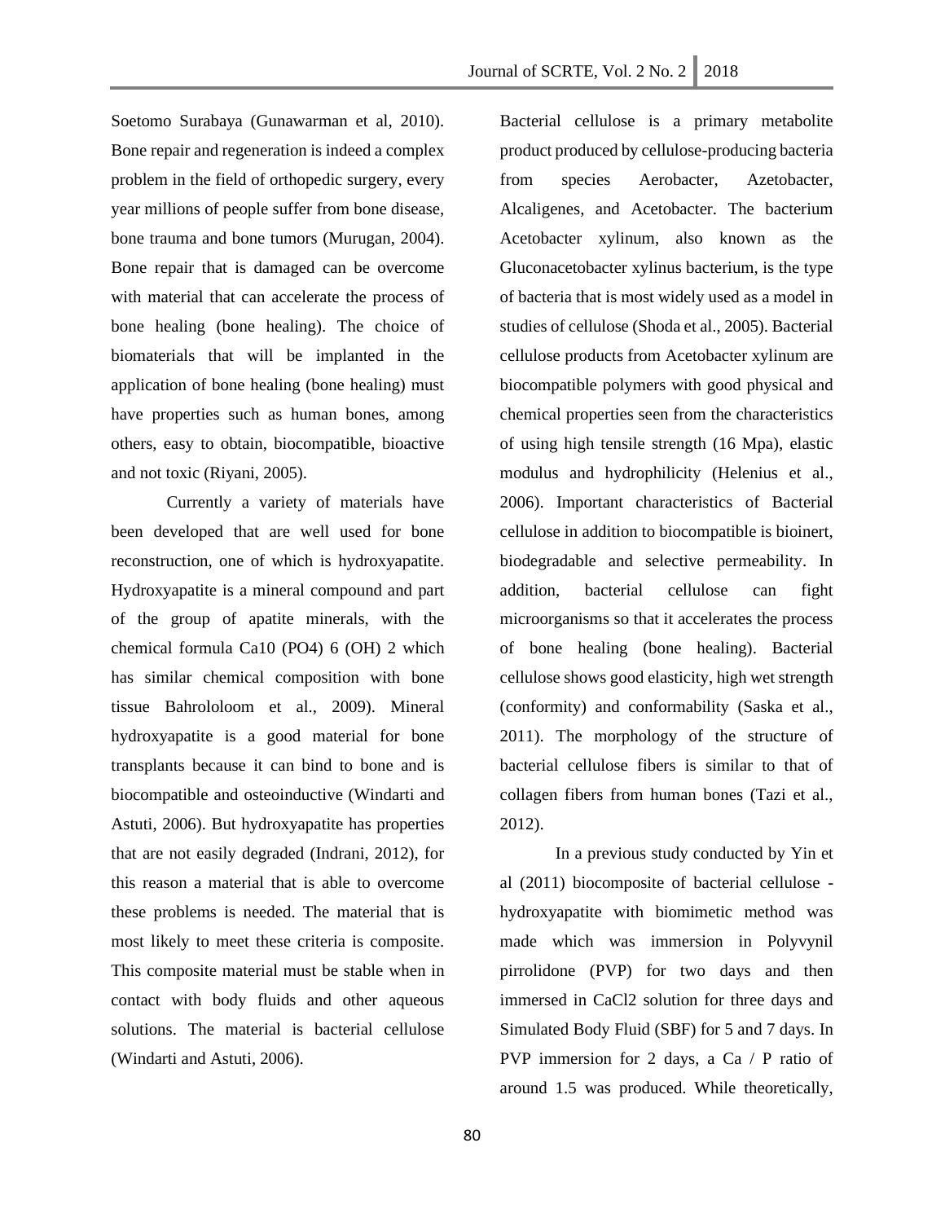Soetomo Surabaya (Gunawarman et al, 2010). Bone repair and regeneration is indeed a complex problem in the field of orthopedic surgery, every year millions of people suffer from bone disease, bone trauma and bone tumors (Murugan, 2004). Bone repair that is damaged can be overcome with material that can accelerate the process of bone healing (bone healing). The choice of biomaterials that will be implanted in the application of bone healing (bone healing) must have properties such as human bones, among others, easy to obtain, biocompatible, bioactive and not toxic (Riyani, 2005).

Currently a variety of materials have been developed that are well used for bone reconstruction, one of which is hydroxyapatite. Hydroxyapatite is a mineral compound and part of the group of apatite minerals, with the chemical formula $Ca_{10}(PO_4)_6(OH)_2$ which has similar chemical composition with bone tissue Bahrololoom et al., 2009). Mineral hydroxyapatite is a good material for bone transplants because it can bind to bone and is biocompatible and osteoinductive (Windarti and Astuti, 2006). But hydroxyapatite has properties that are not easily degraded (Indrani, 2012), for this reason a material that is able to overcome these problems is needed. The material that is most likely to meet these criteria is composite. This composite material must be stable when in contact with body fluids and other aqueous solutions. The material is bacterial cellulose (Windarti and Astuti, 2006).

Bacterial cellulose is a primary metabolite product produced by cellulose-producing bacteria from species Aerobacter, Azetobacter, Alcaligenes, and Acetobacter. The bacterium Acetobacter xylinum, also known as the Gluconacetobacter xylinus bacterium, is the type of bacteria that is most widely used as a model in studies of cellulose (Shoda et al., 2005). Bacterial cellulose products from Acetobacter xylinum are biocompatible polymers with good physical and chemical properties seen from the characteristics of using high tensile strength (16 Mpa), elastic modulus and hydrophilicity (Helenius et al., 2006). Important characteristics of Bacterial cellulose in addition to biocompatible is bioinert, biodegradable and selective permeability. In addition, bacterial cellulose can fight microorganisms so that it accelerates the process of bone healing (bone healing). Bacterial cellulose shows good elasticity, high wet strength (conformity) and conformability (Saska et al., 2011). The morphology of the structure of bacterial cellulose fibers is similar to that of collagen fibers from human bones (Tazi et al., 2012).

In a previous study conducted by Yin et al (2011) biocomposite of bacterial cellulose - hydroxyapatite with biomimetic method was made which was immersion in Polyvynil pirrolidone (PVP) for two days and then immersed in $CaCl_2$ solution for three days and Simulated Body Fluid (SBF) for 5 and 7 days. In PVP immersion for 2 days, a Ca / P ratio of around 1.5 was produced. While theoretically,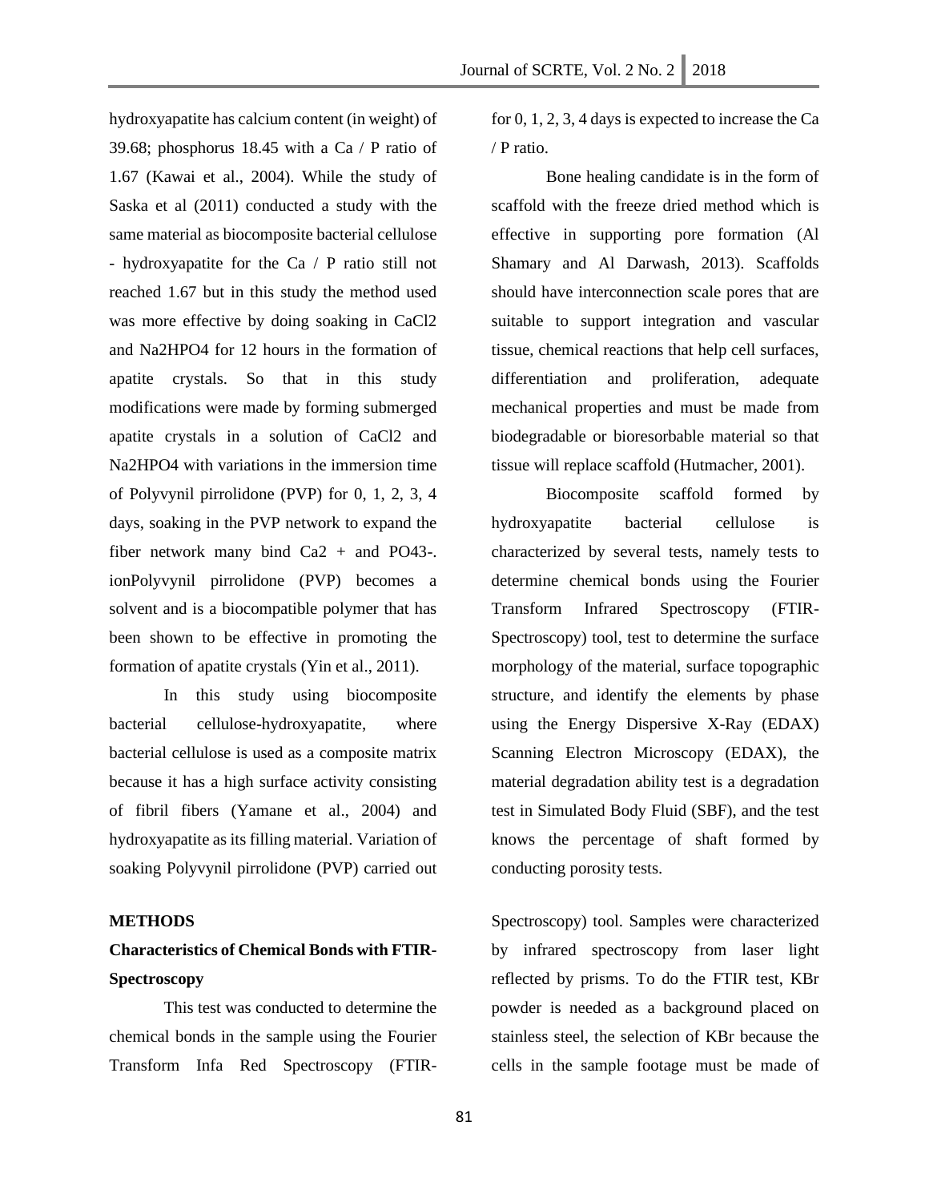hydroxyapatite has calcium content (in weight) of 39.68; phosphorus 18.45 with a Ca / P ratio of 1.67 (Kawai et al., 2004). While the study of Saska et al (2011) conducted a study with the same material as biocomposite bacterial cellulose - hydroxyapatite for the Ca / P ratio still not reached 1.67 but in this study the method used was more effective by doing soaking in $CaCl_2$ and $Na_2HPO_4$ for 12 hours in the formation of apatite crystals. So that in this study modifications were made by forming submerged apatite crystals in a solution of $CaCl_2$ and $Na_2HPO_4$ with variations in the immersion time of Polyvynil pirrolidone (PVP) for 0, 1, 2, 3, 4 days, soaking in the PVP network to expand the fiber network many bind $Ca^{2+}$ and $PO_4^{3-}$. ionPolyvynil pirrolidone (PVP) becomes a solvent and is a biocompatible polymer that has been shown to be effective in promoting the formation of apatite crystals (Yin et al., 2011).

In this study using biocomposite bacterial cellulose-hydroxyapatite, where bacterial cellulose is used as a composite matrix because it has a high surface activity consisting of fibril fibers (Yamane et al., 2004) and hydroxyapatite as its filling material. Variation of soaking Polyvynil pirrolidone (PVP) carried out for 0, 1, 2, 3, 4 days is expected to increase the Ca / P ratio.

Bone healing candidate is in the form of scaffold with the freeze dried method which is effective in supporting pore formation (Al Shamary and Al Darwash, 2013). Scaffolds should have interconnection scale pores that are suitable to support integration and vascular tissue, chemical reactions that help cell surfaces, differentiation and proliferation, adequate mechanical properties and must be made from biodegradable or bioresorbable material so that tissue will replace scaffold (Hutmacher, 2001).

Biocomposite scaffold formed by hydroxyapatite bacterial cellulose is characterized by several tests, namely tests to determine chemical bonds using the Fourier Transform Infrared Spectroscopy (FTIR-Spectroscopy) tool, test to determine the surface morphology of the material, surface topographic structure, and identify the elements by phase using the Energy Dispersive X-Ray (EDAX) Scanning Electron Microscopy (EDAX), the material degradation ability test is a degradation test in Simulated Body Fluid (SBF), and the test knows the percentage of shaft formed by conducting porosity tests.

## METHODS

### Characteristics of Chemical Bonds with FTIR-Spectroscopy

This test was conducted to determine the chemical bonds in the sample using the Fourier Transform Infa Red Spectroscopy (FTIR-Spectroscopy) tool. Samples were characterized by infrared spectroscopy from laser light reflected by prisms. To do the FTIR test, KBr powder is needed as a background placed on stainless steel, the selection of KBr because the cells in the sample footage must be made of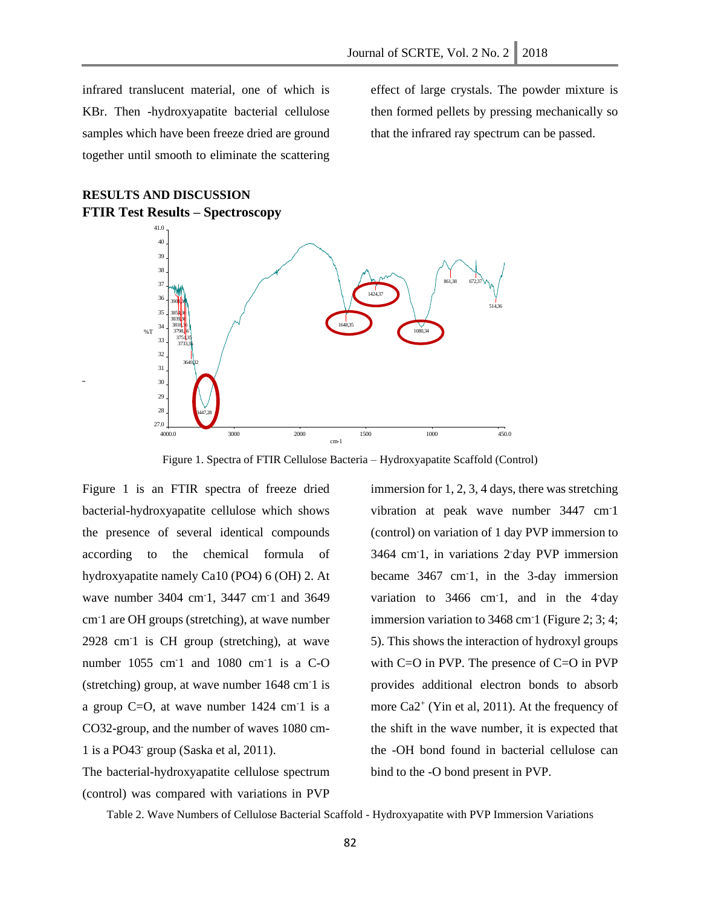infrared translucent material, one of which is KBr. Then -hydroxyapatite bacterial cellulose samples which have been freeze dried are ground together until smooth to eliminate the scattering effect of large crystals. The powder mixture is then formed pellets by pressing mechanically so that the infrared ray spectrum can be passed.

## RESULTS AND DISCUSSION

### FTIR Test Results – Spectroscopy

Figure 1. Spectra of FTIR Cellulose Bacteria – Hydroxyapatite Scaffold (Control)

Figure 1 is an FTIR spectra of freeze dried bacterial-hydroxyapatite cellulose which shows the presence of several identical compounds according to the chemical formula of hydroxyapatite namely $Ca_{10}(PO_4)_6(OH)_2$. At wave number 3404 $cm^{-1}$, 3447 $cm^{-1}$ and 3649 $cm^{-1}$ are OH groups (stretching), at wave number 2928 $cm^{-1}$ is CH group (stretching), at wave number 1055 $cm^{-1}$ and 1080 $cm^{-1}$ is a C-O (stretching) group, at wave number 1648 $cm^{-1}$ is a group C=O, at wave number 1424 $cm^{-1}$ is a $CO_3^{2-}$ group, and the number of waves 1080 $cm^{-1}$ is a $PO_4^{3-}$ group (Saska et al, 2011).

The bacterial-hydroxyapatite cellulose spectrum (control) was compared with variations in PVP immersion for 1, 2, 3, 4 days, there was stretching vibration at peak wave number 3447 $cm^{-1}$ (control) on variation of 1 day PVP immersion to 3464 $cm^{-1}$, in variations 2-day PVP immersion became 3467 $cm^{-1}$, in the 3-day immersion variation to 3466 $cm^{-1}$, and in the 4-day immersion variation to 3468 $cm^{-1}$ (Figure 2; 3; 4; 5). This shows the interaction of hydroxyl groups with C=O in PVP. The presence of C=O in PVP provides additional electron bonds to absorb more $Ca^{2+}$ (Yin et al, 2011). At the frequency of the shift in the wave number, it is expected that the -OH bond found in bacterial cellulose can bind to the -O bond present in PVP.

Table 2. Wave Numbers of Cellulose Bacterial Scaffold - Hydroxyapatite with PVP Immersion Variations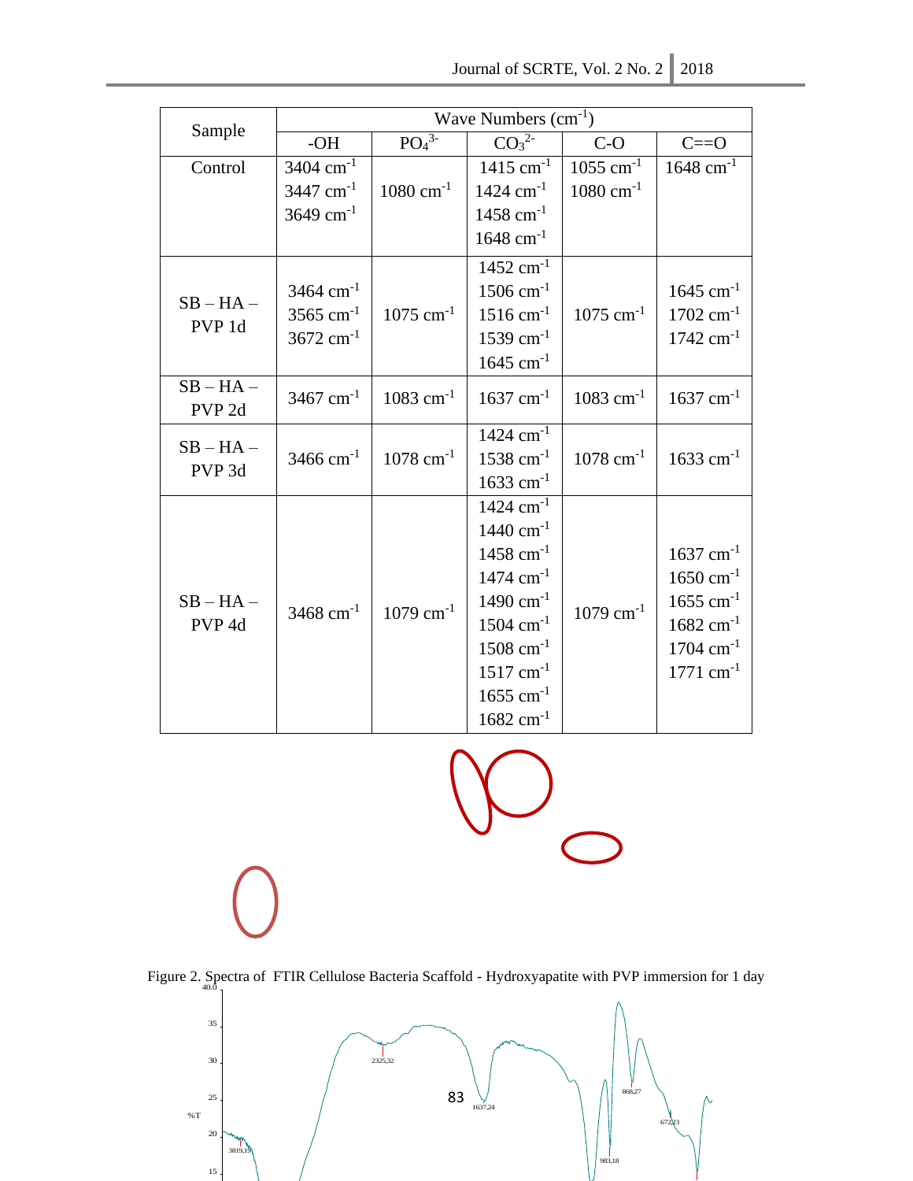| Sample | Wave Numbers ($cm^{-1}$) | | | | |
|---|---|---|---|---|---|
| | -OH | $PO_4^{3-}$ | $CO_3^{2-}$ | C-O | C==O |
| Control | 3404 $cm^{-1}$<br>3447 $cm^{-1}$<br>3649 $cm^{-1}$ | 1080 $cm^{-1}$ | 1415 $cm^{-1}$<br>1424 $cm^{-1}$<br>1458 $cm^{-1}$<br>1648 $cm^{-1}$ | 1055 $cm^{-1}$<br>1080 $cm^{-1}$ | 1648 $cm^{-1}$ |
| SB – HA – PVP 1d | 3464 $cm^{-1}$<br>3565 $cm^{-1}$<br>3672 $cm^{-1}$ | 1075 $cm^{-1}$ | 1452 $cm^{-1}$<br>1506 $cm^{-1}$<br>1516 $cm^{-1}$<br>1539 $cm^{-1}$<br>1645 $cm^{-1}$ | 1075 $cm^{-1}$ | 1645 $cm^{-1}$<br>1702 $cm^{-1}$<br>1742 $cm^{-1}$ |
| SB – HA – PVP 2d | 3467 $cm^{-1}$ | 1083 $cm^{-1}$ | 1637 $cm^{-1}$ | 1083 $cm^{-1}$ | 1637 $cm^{-1}$ |
| SB – HA – PVP 3d | 3466 $cm^{-1}$ | 1078 $cm^{-1}$ | 1424 $cm^{-1}$<br>1538 $cm^{-1}$<br>1633 $cm^{-1}$ | 1078 $cm^{-1}$ | 1633 $cm^{-1}$ |
| SB – HA – PVP 4d | 3468 $cm^{-1}$ | 1079 $cm^{-1}$ | 1424 $cm^{-1}$<br>1440 $cm^{-1}$<br>1458 $cm^{-1}$<br>1474 $cm^{-1}$<br>1490 $cm^{-1}$<br>1504 $cm^{-1}$<br>1508 $cm^{-1}$<br>1517 $cm^{-1}$<br>1655 $cm^{-1}$<br>1682 $cm^{-1}$ | 1079 $cm^{-1}$ | 1637 $cm^{-1}$<br>1650 $cm^{-1}$<br>1655 $cm^{-1}$<br>1682 $cm^{-1}$<br>1704 $cm^{-1}$<br>1771 $cm^{-1}$ |

Figure 2. Spectra of FTIR Cellulose Bacteria Scaffold - Hydroxyapatite with PVP immersion for 1 day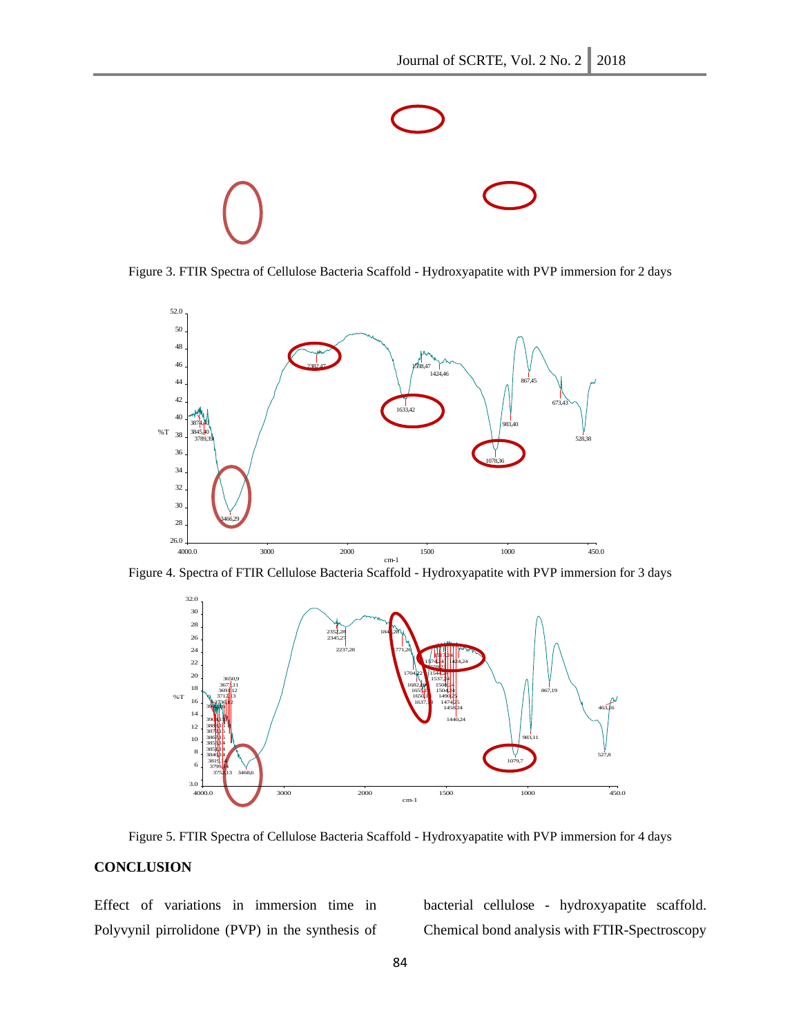Figure 3. FTIR Spectra of Cellulose Bacteria Scaffold - Hydroxyapatite with PVP immersion for 2 days

Figure 4. Spectra of FTIR Cellulose Bacteria Scaffold - Hydroxyapatite with PVP immersion for 3 days

Figure 5. FTIR Spectra of Cellulose Bacteria Scaffold - Hydroxyapatite with PVP immersion for 4 days

## CONCLUSION

Effect of variations in immersion time in Polyvynil pirrolidone (PVP) in the synthesis of bacterial cellulose - hydroxyapatite scaffold. Chemical bond analysis with FTIR-Spectroscopy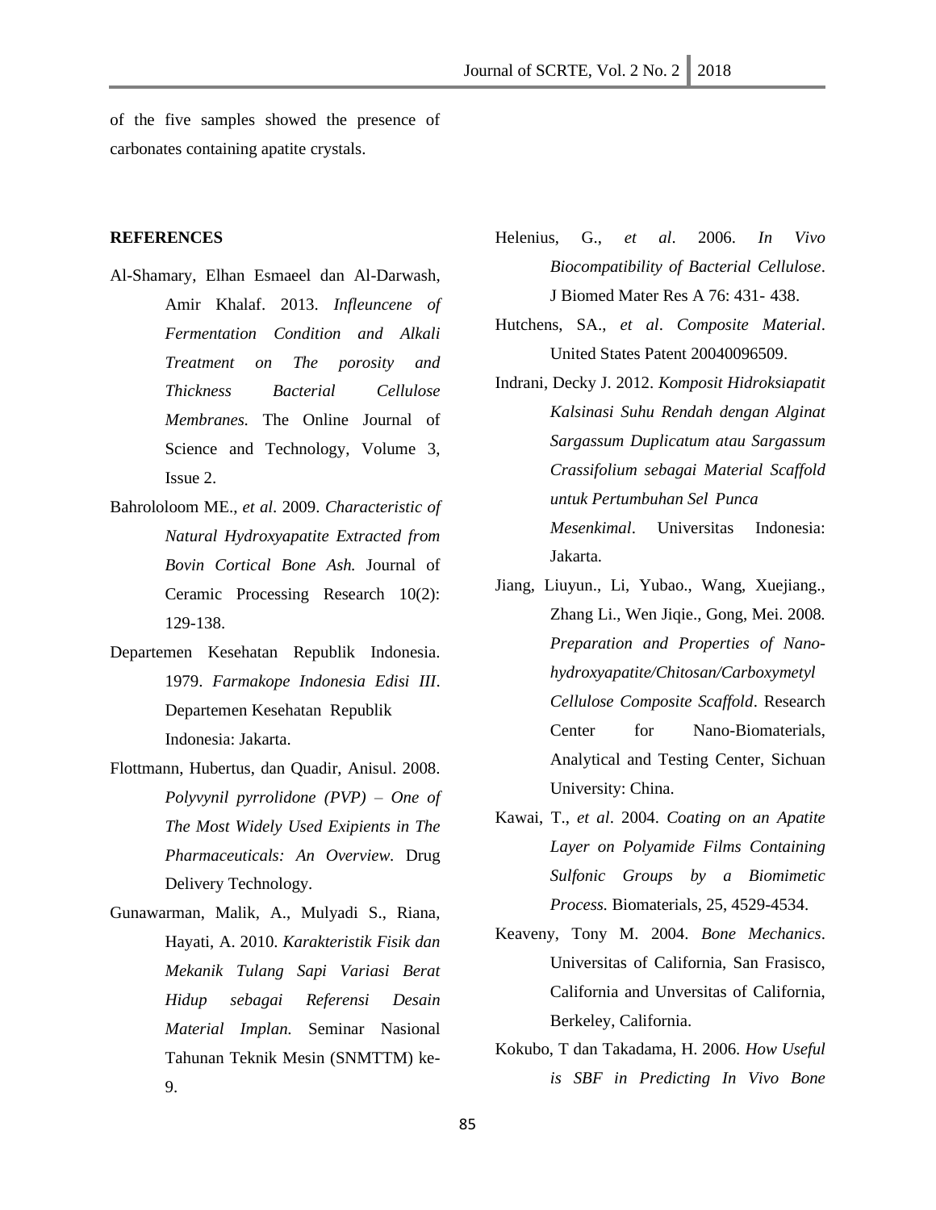of the five samples showed the presence of carbonates containing apatite crystals.

## REFERENCES

Al-Shamary, Elhan Esmaeel dan Al-Darwash, Amir Khalaf. 2013. *Infleuncene of Fermentation Condition and Alkali Treatment on The porosity and Thickness Bacterial Cellulose Membranes.* The Online Journal of Science and Technology, Volume 3, Issue 2.

Bahrololoom ME., *et al*. 2009. *Characteristic of Natural Hydroxyapatite Extracted from Bovin Cortical Bone Ash.* Journal of Ceramic Processing Research 10(2): 129-138.

Departemen Kesehatan Republik Indonesia. 1979. *Farmakope Indonesia Edisi III*. Departemen Kesehatan Republik Indonesia: Jakarta.

Flottmann, Hubertus, dan Quadir, Anisul. 2008. *Polyvynil pyrrolidone (PVP) – One of The Most Widely Used Exipients in The Pharmaceuticals: An Overview.* Drug Delivery Technology.

Gunawarman, Malik, A., Mulyadi S., Riana, Hayati, A. 2010. *Karakteristik Fisik dan Mekanik Tulang Sapi Variasi Berat Hidup sebagai Referensi Desain Material Implan.* Seminar Nasional Tahunan Teknik Mesin (SNMTTM) ke-9.

Helenius, G., *et al*. 2006. *In Vivo Biocompatibility of Bacterial Cellulose*. J Biomed Mater Res A 76: 431- 438.

Hutchens, SA., *et al*. *Composite Material*. United States Patent 20040096509.

Indrani, Decky J. 2012. *Komposit Hidroksiapatit Kalsinasi Suhu Rendah dengan Alginat Sargassum Duplicatum atau Sargassum Crassifolium sebagai Material Scaffold untuk Pertumbuhan Sel Punca Mesenkimal*. Universitas Indonesia: Jakarta.

Jiang, Liuyun., Li, Yubao., Wang, Xuejiang., Zhang Li., Wen Jiqie., Gong, Mei. 2008. *Preparation and Properties of Nano-hydroxyapatite/Chitosan/Carboxymetyl Cellulose Composite Scaffold*. Research Center for Nano-Biomaterials, Analytical and Testing Center, Sichuan University: China.

Kawai, T., *et al*. 2004. *Coating on an Apatite Layer on Polyamide Films Containing Sulfonic Groups by a Biomimetic Process.* Biomaterials, 25, 4529-4534.

Keaveny, Tony M. 2004. *Bone Mechanics*. Universitas of California, San Frasisco, California and Unversitas of California, Berkeley, California.

Kokubo, T dan Takadama, H. 2006. *How Useful is SBF in Predicting In Vivo Bone*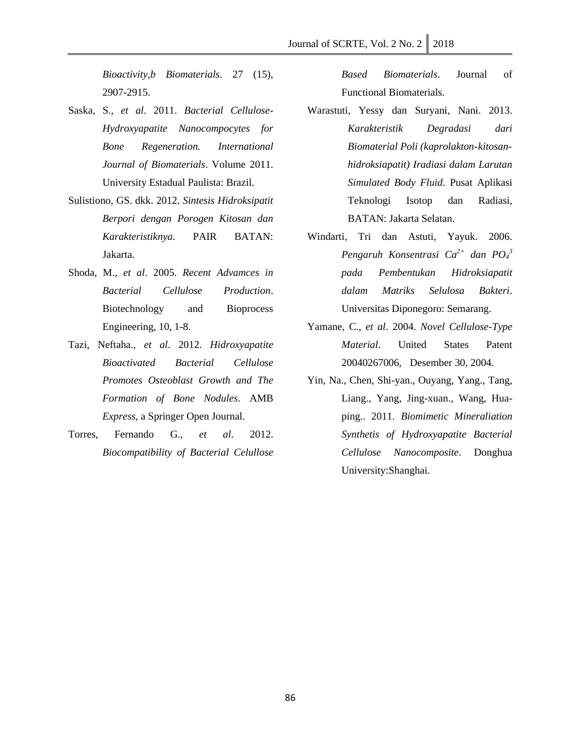*Bioactivity,b Biomaterials*. 27 (15), 2907-2915.

Saska, S., *et al*. 2011. *Bacterial Cellulose-Hydroxyapatite Nanocompocytes for Bone Regeneration. International Journal of Biomaterials*. Volume 2011. University Estadual Paulista: Brazil.

Sulistiono, GS. dkk. 2012. *Sintesis Hidroksipatit Berpori dengan Porogen Kitosan dan Karakteristiknya*. PAIR BATAN: Jakarta.

Shoda, M., *et al*. 2005. *Recent Advamces in Bacterial Cellulose Production*. Biotechnology and Bioprocess Engineering, 10, 1-8.

Tazi, Neftaha., *et al*. 2012. *Hidroxyapatite Bioactivated Bacterial Cellulose Promotes Osteoblast Growth and The Formation of Bone Nodules*. AMB *Express*, a Springer Open Journal.

Torres, Fernando G., *et al*. 2012. *Biocompatibility of Bacterial Celullose Based Biomaterials*. Journal of Functional Biomaterials.

Warastuti, Yessy dan Suryani, Nani. 2013. *Karakteristik Degradasi dari Biomaterial Poli (kaprolakton-kitosan-hidroksiapatit) Iradiasi dalam Larutan Simulated Body Fluid*. Pusat Aplikasi Teknologi Isotop dan Radiasi, BATAN: Jakarta Selatan.

Windarti, Tri dan Astuti, Yayuk. 2006. *Pengaruh Konsentrasi $Ca^{2+}$ dan $PO_4^{3}$ pada Pembentukan Hidroksiapatit dalam Matriks Selulosa Bakteri*. Universitas Diponegoro: Semarang.

Yamane, C., *et al*. 2004. *Novel Cellulose-Type Material*. United States Patent 20040267006, Desember 30, 2004.

Yin, Na., Chen, Shi-yan., Ouyang, Yang., Tang, Liang., Yang, Jing-xuan., Wang, Hua-ping.. 2011. *Biomimetic Mineraliation Synthetis of Hydroxyapatite Bacterial Cellulose Nanocomposite*. Donghua University:Shanghai.